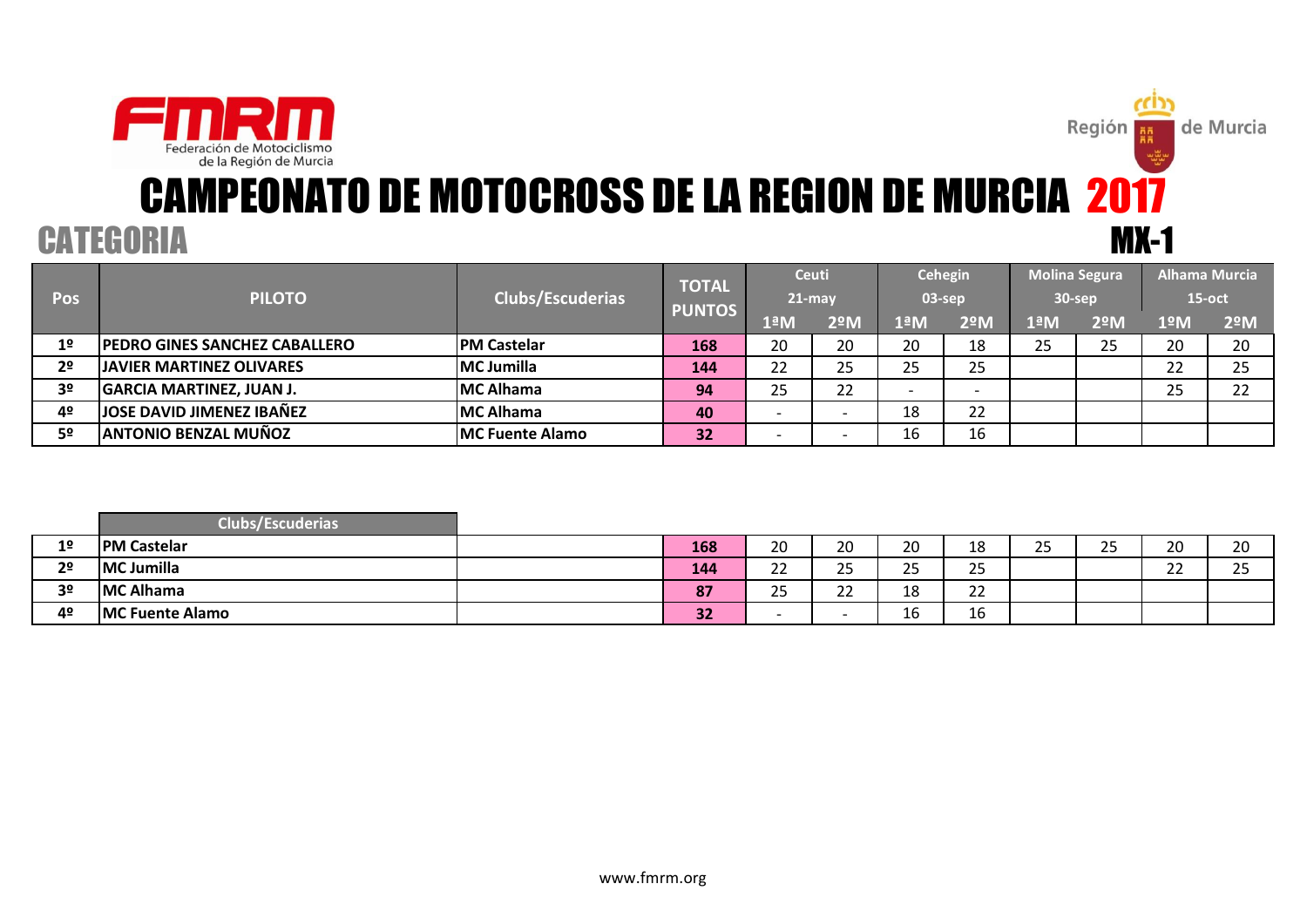FMRM Federación de Motociclismo de la Región de Murcia

Región de Murcia

# CAMPEONATO DE MOTOCROSS DE LA REGION DE MURCIA 2017

## CATEGORIA MX-1

| Pos | PILOTO | Clubs/Escuderias | TOTAL PUNTOS | Ceuti 21-may | | Cehegin 03-sep | | Molina Segura 30-sep | | Alhama Murcia 15-oct | |
|---|---|---|---|---|---|---|---|---|---|---|---|
| | | | | 1ªM | 2ºM | 1ªM | 2ºM | 1ªM | 2ºM | 1ºM | 2ºM |
| 1º | **PEDRO GINES SANCHEZ CABALLERO** | **PM Castelar** | **168** | 20 | 20 | 20 | 18 | 25 | 25 | 20 | 20 |
| 2º | **JAVIER MARTINEZ OLIVARES** | **MC Jumilla** | **144** | 22 | 25 | 25 | 25 | | | 22 | 25 |
| 3º | **GARCIA MARTINEZ, JUAN J.** | **MC Alhama** | **94** | 25 | 22 | - | - | | | 25 | 22 |
| 4º | **JOSE DAVID JIMENEZ IBAÑEZ** | **MC Alhama** | **40** | - | - | 18 | 22 | | | | |
| 5º | **ANTONIO BENZAL MUÑOZ** | **MC Fuente Alamo** | **32** | - | - | 16 | 16 | | | | |

| Pos | Clubs/Escuderias | | TOTAL PUNTOS | Ceuti 1ªM | Ceuti 2ºM | Cehegin 1ªM | Cehegin 2ºM | Molina Segura 1ªM | Molina Segura 2ºM | Alhama Murcia 1ºM | Alhama Murcia 2ºM |
|---|---|---|---|---|---|---|---|---|---|---|---|
| 1º | **PM Castelar** | | **168** | 20 | 20 | 20 | 18 | 25 | 25 | 20 | 20 |
| 2º | **MC Jumilla** | | **144** | 22 | 25 | 25 | 25 | | | 22 | 25 |
| 3º | **MC Alhama** | | **87** | 25 | 22 | 18 | 22 | | | | |
| 4º | **MC Fuente Alamo** | | **32** | - | - | 16 | 16 | | | | |

www.fmrm.org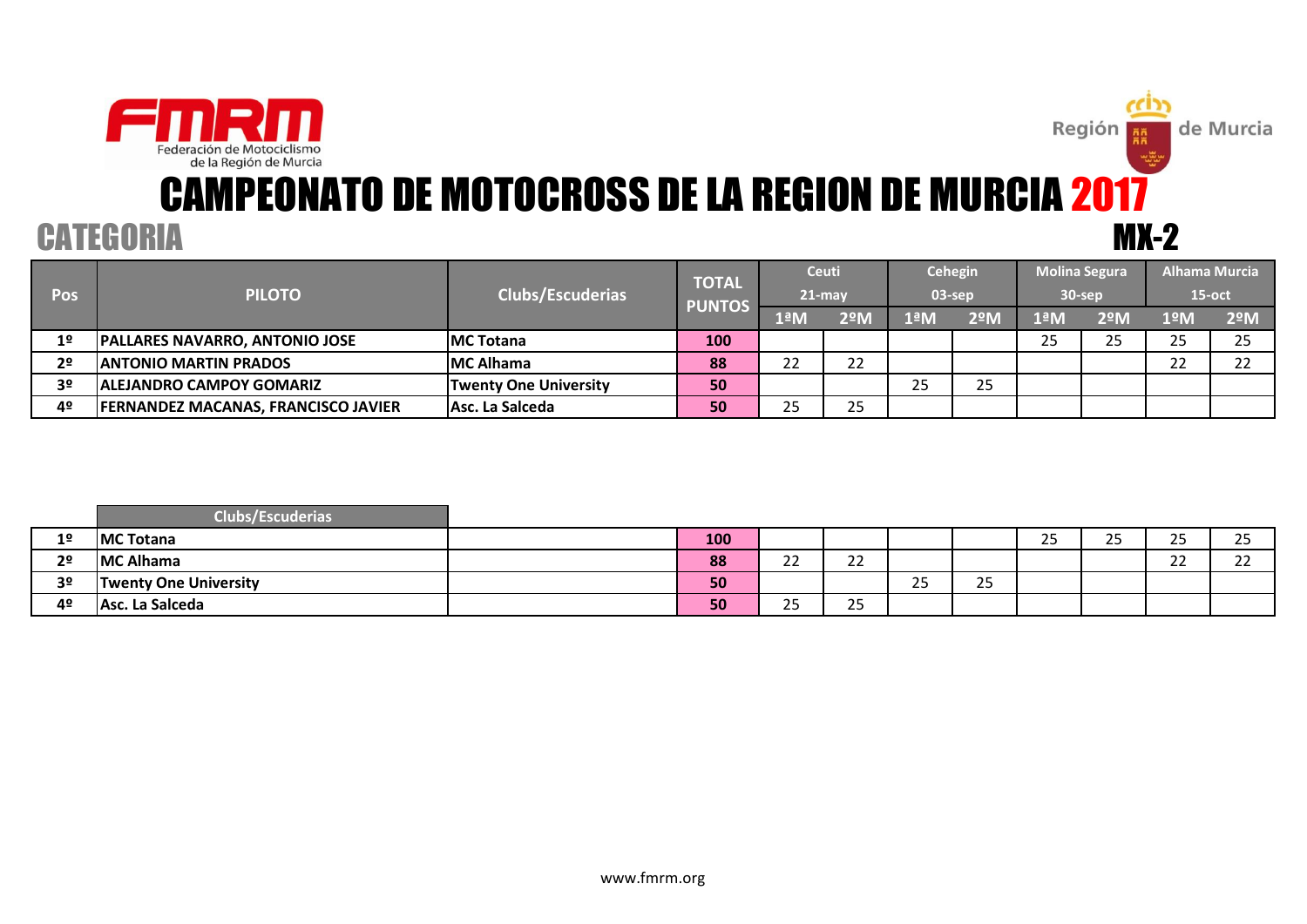FMRM Federación de Motociclismo de la Región de Murcia

Región de Murcia

# CAMPEONATO DE MOTOCROSS DE LA REGION DE MURCIA 2017

## CATEGORIA MX-2

| Pos | PILOTO | Clubs/Escuderias | TOTAL PUNTOS | Ceuti 21-may | | Cehegin 03-sep | | Molina Segura 30-sep | | Alhama Murcia 15-oct | |
|---|---|---|---|---|---|---|---|---|---|---|---|
| | | | | 1ªM | 2ºM | 1ªM | 2ºM | 1ªM | 2ºM | 1ºM | 2ºM |
| 1º | PALLARES NAVARRO, ANTONIO JOSE | MC Totana | 100 | | | | | 25 | 25 | 25 | 25 |
| 2º | ANTONIO MARTIN PRADOS | MC Alhama | 88 | 22 | 22 | | | | | 22 | 22 |
| 3º | ALEJANDRO CAMPOY GOMARIZ | Twenty One University | 50 | | | 25 | 25 | | | | |
| 4º | FERNANDEZ MACANAS, FRANCISCO JAVIER | Asc. La Salceda | 50 | 25 | 25 | | | | | | |

| | Clubs/Escuderias | | | | | | | | | | |
|---|---|---|---|---|---|---|---|---|---|---|---|
| 1º | MC Totana | | 100 | | | | | 25 | 25 | 25 | 25 |
| 2º | MC Alhama | | 88 | 22 | 22 | | | | | 22 | 22 |
| 3º | Twenty One University | | 50 | | | 25 | 25 | | | | |
| 4º | Asc. La Salceda | | 50 | 25 | 25 | | | | | | |

www.fmrm.org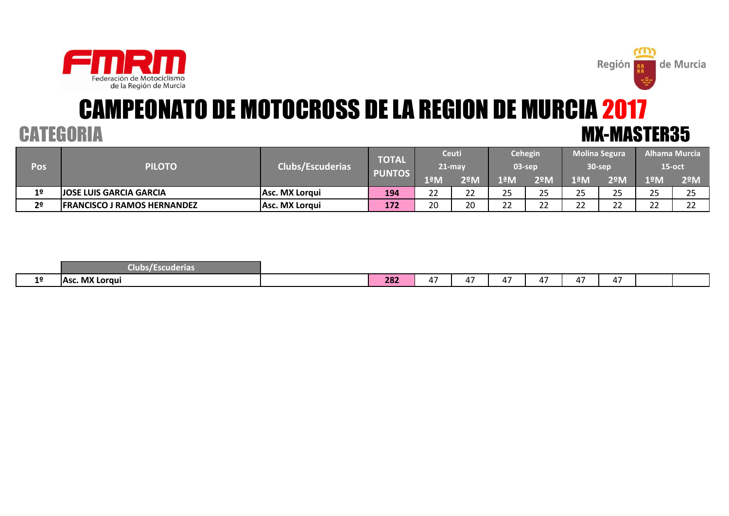Federación de Motociclismo de la Región de Murcia

Región de Murcia

# CAMPEONATO DE MOTOCROSS DE LA REGION DE MURCIA 2017

## CATEGORIA MX-MASTER35

| Pos | PILOTO | Clubs/Escuderias | TOTAL PUNTOS | Ceuti 21-may | | Cehegin 03-sep | | Molina Segura 30-sep | | Alhama Murcia 15-oct | |
|---|---|---|---|---|---|---|---|---|---|---|---|
| | | | | 1ªM | 2ºM | 1ªM | 2ºM | 1ªM | 2ºM | 1ºM | 2ºM |
| 1º | **JOSE LUIS GARCIA GARCIA** | **Asc. MX Lorqui** | **194** | 22 | 22 | 25 | 25 | 25 | 25 | 25 | 25 |
| 2º | **FRANCISCO J RAMOS HERNANDEZ** | **Asc. MX Lorqui** | **172** | 20 | 20 | 22 | 22 | 22 | 22 | 22 | 22 |

| | Clubs/Escuderias | | | | | | | | | | |
|---|---|---|---|---|---|---|---|---|---|---|---|
| 1º | **Asc. MX Lorqui** | | **282** | 47 | 47 | 47 | 47 | 47 | 47 | | |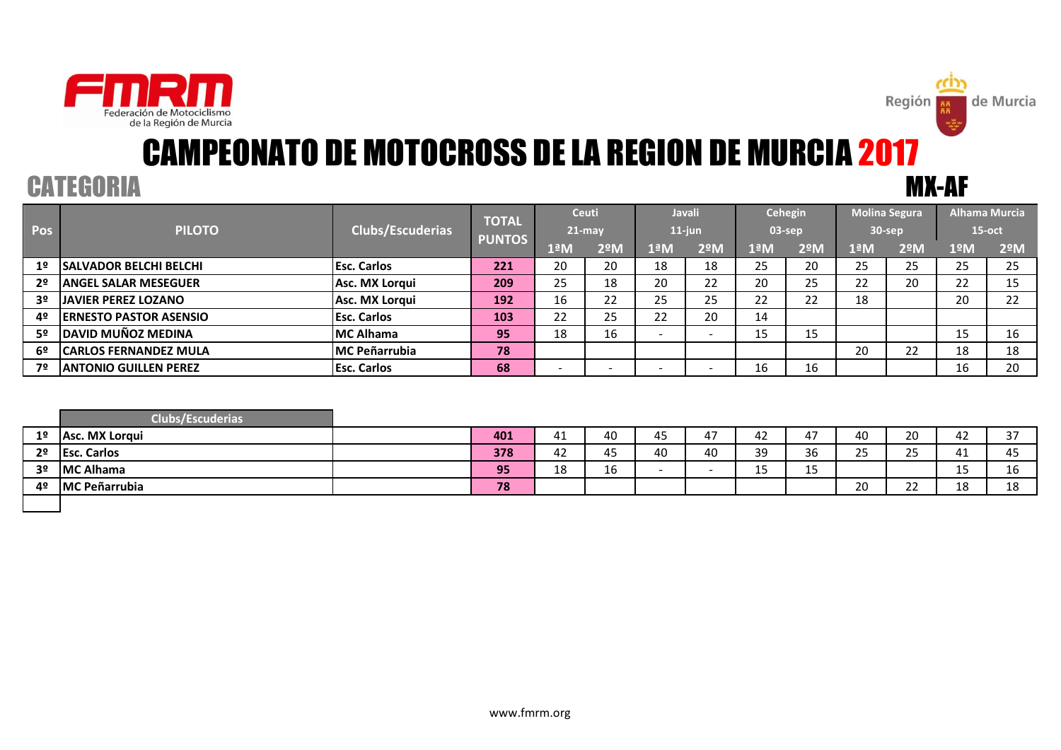# CAMPEONATO DE MOTOCROSS DE LA REGION DE MURCIA 2017

## CATEGORIA MX-AF

| Pos | PILOTO | Clubs/Escuderias | TOTAL PUNTOS | Ceuti 21-may | | Javali 11-jun | | Cehegin 03-sep | | Molina Segura 30-sep | | Alhama Murcia 15-oct | |
|---|---|---|---|---|---|---|---|---|---|---|---|---|---|
| | | | | 1ªM | 2ºM | 1ªM | 2ºM | 1ªM | 2ºM | 1ªM | 2ºM | 1ºM | 2ºM |
| 1º | **SALVADOR BELCHI BELCHI** | **Esc. Carlos** | **221** | 20 | 20 | 18 | 18 | 25 | 20 | 25 | 25 | 25 | 25 |
| 2º | **ANGEL SALAR MESEGUER** | **Asc. MX Lorqui** | **209** | 25 | 18 | 20 | 22 | 20 | 25 | 22 | 20 | 22 | 15 |
| 3º | **JAVIER PEREZ LOZANO** | **Asc. MX Lorqui** | **192** | 16 | 22 | 25 | 25 | 22 | 22 | 18 | | 20 | 22 |
| 4º | **ERNESTO PASTOR ASENSIO** | **Esc. Carlos** | **103** | 22 | 25 | 22 | 20 | 14 | | | | | |
| 5º | **DAVID MUÑOZ MEDINA** | **MC Alhama** | **95** | 18 | 16 | - | - | 15 | 15 | | | 15 | 16 |
| 6º | **CARLOS FERNANDEZ MULA** | **MC Peñarrubia** | **78** | | | | | | | 20 | 22 | 18 | 18 |
| 7º | **ANTONIO GUILLEN PEREZ** | **Esc. Carlos** | **68** | - | - | - | - | 16 | 16 | | | 16 | 20 |

| Pos | Clubs/Escuderias | | TOTAL | Ceuti 1ªM | Ceuti 2ºM | Javali 1ªM | Javali 2ºM | Cehegin 1ªM | Cehegin 2ºM | Molina Segura 1ªM | Molina Segura 2ºM | Alhama Murcia 1ºM | Alhama Murcia 2ºM |
|---|---|---|---|---|---|---|---|---|---|---|---|---|---|
| 1º | **Asc. MX Lorqui** | | **401** | 41 | 40 | 45 | 47 | 42 | 47 | 40 | 20 | 42 | 37 |
| 2º | **Esc. Carlos** | | **378** | 42 | 45 | 40 | 40 | 39 | 36 | 25 | 25 | 41 | 45 |
| 3º | **MC Alhama** | | **95** | 18 | 16 | - | - | 15 | 15 | | | 15 | 16 |
| 4º | **MC Peñarrubia** | | **78** | | | | | | | 20 | 22 | 18 | 18 |

www.fmrm.org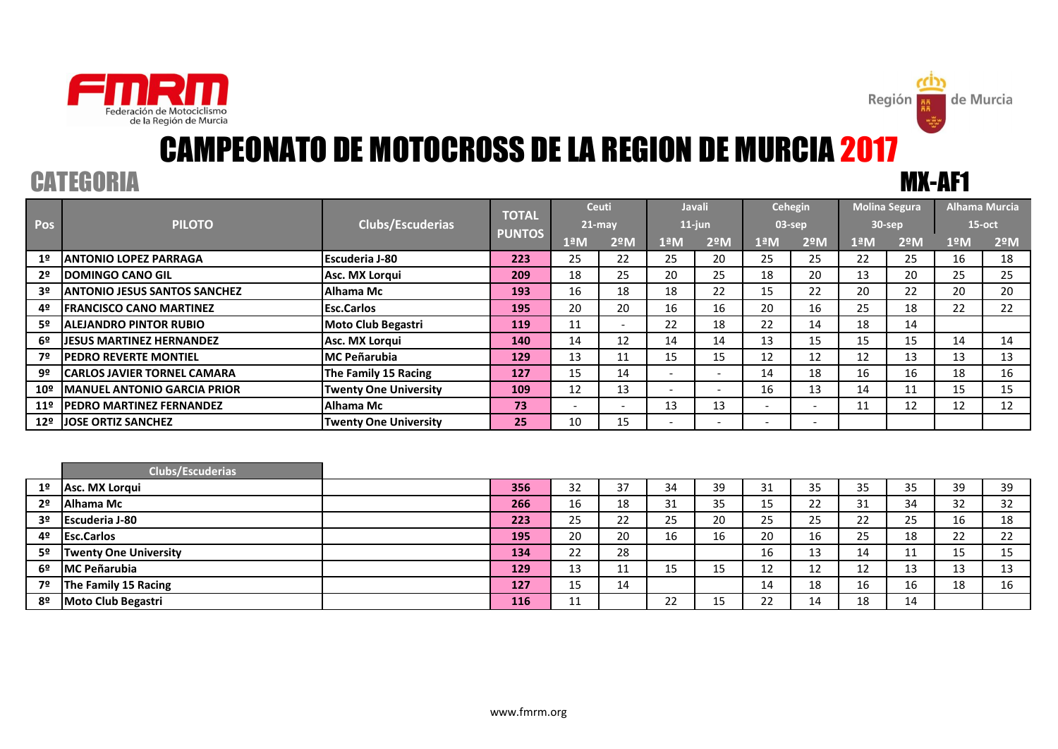# CAMPEONATO DE MOTOCROSS DE LA REGION DE MURCIA 2017

## CATEGORIA MX-AF1

| Pos | PILOTO | Clubs/Escuderias | TOTAL PUNTOS | Ceuti 21-may | | Javali 11-jun | | Cehegin 03-sep | | Molina Segura 30-sep | | Alhama Murcia 15-oct | |
|---|---|---|---|---|---|---|---|---|---|---|---|---|---|
| | | | | 1ªM | 2ºM | 1ªM | 2ºM | 1ªM | 2ºM | 1ªM | 2ºM | 1ºM | 2ºM |
| 1º | ANTONIO LOPEZ PARRAGA | Escuderia J-80 | 223 | 25 | 22 | 25 | 20 | 25 | 25 | 22 | 25 | 16 | 18 |
| 2º | DOMINGO CANO GIL | Asc. MX Lorqui | 209 | 18 | 25 | 20 | 25 | 18 | 20 | 13 | 20 | 25 | 25 |
| 3º | ANTONIO JESUS SANTOS SANCHEZ | Alhama Mc | 193 | 16 | 18 | 18 | 22 | 15 | 22 | 20 | 22 | 20 | 20 |
| 4º | FRANCISCO CANO MARTINEZ | Esc.Carlos | 195 | 20 | 20 | 16 | 16 | 20 | 16 | 25 | 18 | 22 | 22 |
| 5º | ALEJANDRO PINTOR RUBIO | Moto Club Begastri | 119 | 11 | - | 22 | 18 | 22 | 14 | 18 | 14 | | |
| 6º | JESUS MARTINEZ HERNANDEZ | Asc. MX Lorqui | 140 | 14 | 12 | 14 | 14 | 13 | 15 | 15 | 15 | 14 | 14 |
| 7º | PEDRO REVERTE MONTIEL | MC Peñarubia | 129 | 13 | 11 | 15 | 15 | 12 | 12 | 12 | 13 | 13 | 13 |
| 9º | CARLOS JAVIER TORNEL CAMARA | The Family 15 Racing | 127 | 15 | 14 | - | - | 14 | 18 | 16 | 16 | 18 | 16 |
| 10º | MANUEL ANTONIO GARCIA PRIOR | Twenty One University | 109 | 12 | 13 | - | - | 16 | 13 | 14 | 11 | 15 | 15 |
| 11º | PEDRO MARTINEZ FERNANDEZ | Alhama Mc | 73 | - | - | 13 | 13 | - | - | 11 | 12 | 12 | 12 |
| 12º | JOSE ORTIZ SANCHEZ | Twenty One University | 25 | 10 | 15 | - | - | - | - | | | | |

| Pos | Clubs/Escuderias | TOTAL PUNTOS | Ceuti 1ªM | Ceuti 2ºM | Javali 1ªM | Javali 2ºM | Cehegin 1ªM | Cehegin 2ºM | Molina Segura 1ªM | Molina Segura 2ºM | Alhama Murcia 1ºM | Alhama Murcia 2ºM |
|---|---|---|---|---|---|---|---|---|---|---|---|---|
| 1º | Asc. MX Lorqui | 356 | 32 | 37 | 34 | 39 | 31 | 35 | 35 | 35 | 39 | 39 |
| 2º | Alhama Mc | 266 | 16 | 18 | 31 | 35 | 15 | 22 | 31 | 34 | 32 | 32 |
| 3º | Escuderia J-80 | 223 | 25 | 22 | 25 | 20 | 25 | 25 | 22 | 25 | 16 | 18 |
| 4º | Esc.Carlos | 195 | 20 | 20 | 16 | 16 | 20 | 16 | 25 | 18 | 22 | 22 |
| 5º | Twenty One University | 134 | 22 | 28 | | | 16 | 13 | 14 | 11 | 15 | 15 |
| 6º | MC Peñarubia | 129 | 13 | 11 | 15 | 15 | 12 | 12 | 12 | 13 | 13 | 13 |
| 7º | The Family 15 Racing | 127 | 15 | 14 | | | 14 | 18 | 16 | 16 | 18 | 16 |
| 8º | Moto Club Begastri | 116 | 11 | | 22 | 15 | 22 | 14 | 18 | 14 | | |

www.fmrm.org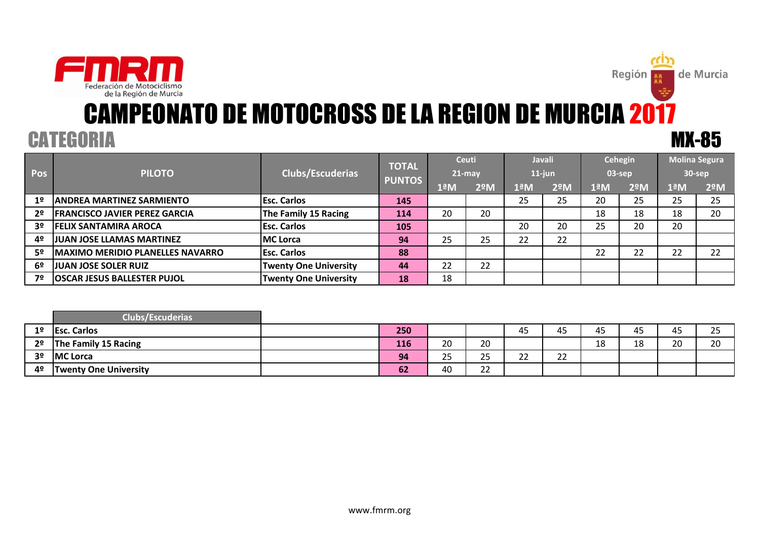Federación de Motociclismo de la Región de Murcia

Región de Murcia

# CAMPEONATO DE MOTOCROSS DE LA REGION DE MURCIA 2017

## CATEGORIA MX-85

| Pos | PILOTO | Clubs/Escuderias | TOTAL PUNTOS | Ceuti 21-may | | Javali 11-jun | | Cehegin 03-sep | | Molina Segura 30-sep | |
|---|---|---|---|---|---|---|---|---|---|---|---|
| | | | | 1ªM | 2ºM | 1ªM | 2ºM | 1ªM | 2ºM | 1ªM | 2ºM |
| 1º | ANDREA MARTINEZ SARMIENTO | Esc. Carlos | 145 | | | 25 | 25 | 20 | 25 | 25 | 25 |
| 2º | FRANCISCO JAVIER PEREZ GARCIA | The Family 15 Racing | 114 | 20 | 20 | | | 18 | 18 | 18 | 20 |
| 3º | FELIX SANTAMIRA AROCA | Esc. Carlos | 105 | | | 20 | 20 | 25 | 20 | 20 | |
| 4º | JUAN JOSE LLAMAS MARTINEZ | MC Lorca | 94 | 25 | 25 | 22 | 22 | | | | |
| 5º | MAXIMO MERIDIO PLANELLES NAVARRO | Esc. Carlos | 88 | | | | | 22 | 22 | 22 | 22 |
| 6º | JUAN JOSE SOLER RUIZ | Twenty One University | 44 | 22 | 22 | | | | | | |
| 7º | OSCAR JESUS BALLESTER PUJOL | Twenty One University | 18 | 18 | | | | | | | |

| | Clubs/Escuderias | | | | | | | | | | |
|---|---|---|---|---|---|---|---|---|---|---|---|
| 1º | Esc. Carlos | | 250 | | | 45 | 45 | 45 | 45 | 45 | 25 |
| 2º | The Family 15 Racing | | 116 | 20 | 20 | | | 18 | 18 | 20 | 20 |
| 3º | MC Lorca | | 94 | 25 | 25 | 22 | 22 | | | | |
| 4º | Twenty One University | | 62 | 40 | 22 | | | | | | |

www.fmrm.org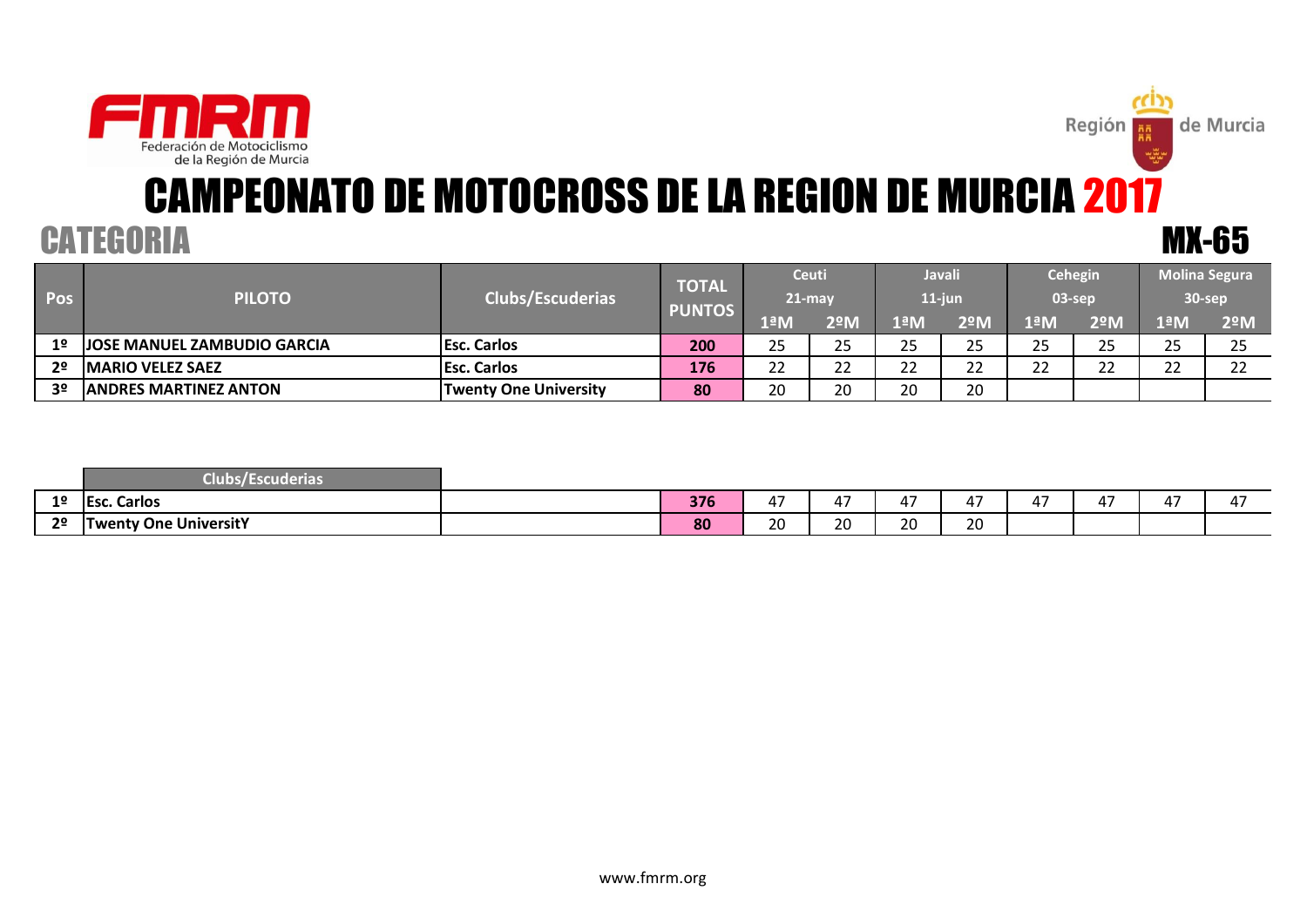# CAMPEONATO DE MOTOCROSS DE LA REGION DE MURCIA 2017

## CATEGORIA MX-65

| Pos | PILOTO | Clubs/Escuderias | TOTAL PUNTOS | Ceuti 21-may | | Javali 11-jun | | Cehegin 03-sep | | Molina Segura 30-sep | |
|---|---|---|---|---|---|---|---|---|---|---|---|
| | | | | 1ªM | 2ºM | 1ªM | 2ºM | 1ªM | 2ºM | 1ªM | 2ºM |
| 1º | **JOSE MANUEL ZAMBUDIO GARCIA** | **Esc. Carlos** | **200** | 25 | 25 | 25 | 25 | 25 | 25 | 25 | 25 |
| 2º | **MARIO VELEZ SAEZ** | **Esc. Carlos** | **176** | 22 | 22 | 22 | 22 | 22 | 22 | 22 | 22 |
| 3º | **ANDRES MARTINEZ ANTON** | **Twenty One University** | **80** | 20 | 20 | 20 | 20 | | | | |

| | Clubs/Escuderias | | | | | | | | | | |
|---|---|---|---|---|---|---|---|---|---|---|---|
| 1º | **Esc. Carlos** | | **376** | 47 | 47 | 47 | 47 | 47 | 47 | 47 | 47 |
| 2º | **Twenty One UniversitY** | | **80** | 20 | 20 | 20 | 20 | | | | |

www.fmrm.org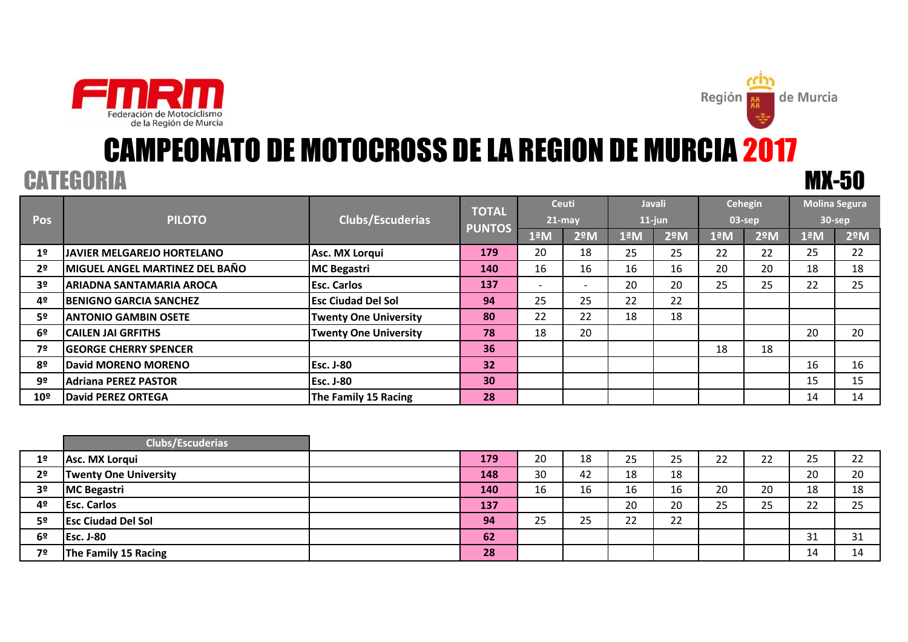FMRM Federación de Motociclismo de la Región de Murcia

Región de Murcia

# CAMPEONATO DE MOTOCROSS DE LA REGION DE MURCIA 2017

## CATEGORIA MX-50

| Pos | PILOTO | Clubs/Escuderias | TOTAL PUNTOS | Ceuti 21-may | | Javali 11-jun | | Cehegin 03-sep | | Molina Segura 30-sep | |
|---|---|---|---|---|---|---|---|---|---|---|---|
| | | | | 1ªM | 2ºM | 1ªM | 2ºM | 1ªM | 2ºM | 1ªM | 2ºM |
| 1º | JAVIER MELGAREJO HORTELANO | Asc. MX Lorqui | 179 | 20 | 18 | 25 | 25 | 22 | 22 | 25 | 22 |
| 2º | MIGUEL ANGEL MARTINEZ DEL BAÑO | MC Begastri | 140 | 16 | 16 | 16 | 16 | 20 | 20 | 18 | 18 |
| 3º | ARIADNA SANTAMARIA AROCA | Esc. Carlos | 137 | - | - | 20 | 20 | 25 | 25 | 22 | 25 |
| 4º | BENIGNO GARCIA SANCHEZ | Esc Ciudad Del Sol | 94 | 25 | 25 | 22 | 22 | | | | |
| 5º | ANTONIO GAMBIN OSETE | Twenty One University | 80 | 22 | 22 | 18 | 18 | | | | |
| 6º | CAILEN JAI GRFITHS | Twenty One University | 78 | 18 | 20 | | | | | 20 | 20 |
| 7º | GEORGE CHERRY SPENCER | | 36 | | | | | 18 | 18 | | |
| 8º | David MORENO MORENO | Esc. J-80 | 32 | | | | | | | 16 | 16 |
| 9º | Adriana PEREZ PASTOR | Esc. J-80 | 30 | | | | | | | 15 | 15 |
| 10º | David PEREZ ORTEGA | The Family 15 Racing | 28 | | | | | | | 14 | 14 |

| | Clubs/Escuderias | | | | | | | | | | |
|---|---|---|---|---|---|---|---|---|---|---|---|
| 1º | Asc. MX Lorqui | | 179 | 20 | 18 | 25 | 25 | 22 | 22 | 25 | 22 |
| 2º | Twenty One University | | 148 | 30 | 42 | 18 | 18 | | | 20 | 20 |
| 3º | MC Begastri | | 140 | 16 | 16 | 16 | 16 | 20 | 20 | 18 | 18 |
| 4º | Esc. Carlos | | 137 | | | 20 | 20 | 25 | 25 | 22 | 25 |
| 5º | Esc Ciudad Del Sol | | 94 | 25 | 25 | 22 | 22 | | | | |
| 6º | Esc. J-80 | | 62 | | | | | | | 31 | 31 |
| 7º | The Family 15 Racing | | 28 | | | | | | | 14 | 14 |